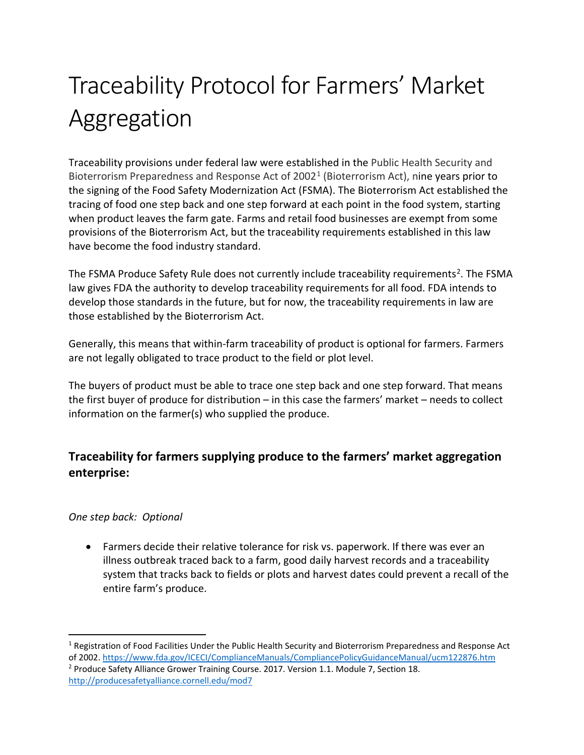# Traceability Protocol for Farmers' Market Aggregation

Traceability provisions under federal law were established in the Public Health Security and Bioterrorism Preparedness and Response Act of 2002[1] (Bioterrorism Act), nine years prior to the signing of the Food Safety Modernization Act (FSMA). The Bioterrorism Act established the tracing of food one step back and one step forward at each point in the food system, starting when product leaves the farm gate. Farms and retail food businesses are exempt from some provisions of the Bioterrorism Act, but the traceability requirements established in this law have become the food industry standard.

The FSMA Produce Safety Rule does not currently include traceability requirements[2]. The FSMA law gives FDA the authority to develop traceability requirements for all food. FDA intends to develop those standards in the future, but for now, the traceability requirements in law are those established by the Bioterrorism Act.

Generally, this means that within-farm traceability of product is optional for farmers. Farmers are not legally obligated to trace product to the field or plot level.

The buyers of product must be able to trace one step back and one step forward. That means the first buyer of produce for distribution – in this case the farmers' market – needs to collect information on the farmer(s) who supplied the produce.

## Traceability for farmers supplying produce to the farmers' market aggregation enterprise:

*One step back: Optional*

- Farmers decide their relative tolerance for risk vs. paperwork. If there was ever an illness outbreak traced back to a farm, good daily harvest records and a traceability system that tracks back to fields or plots and harvest dates could prevent a recall of the entire farm's produce.

---

[1] Registration of Food Facilities Under the Public Health Security and Bioterrorism Preparedness and Response Act of 2002. https://www.fda.gov/ICECI/ComplianceManuals/CompliancePolicyGuidanceManual/ucm122876.htm

[2] Produce Safety Alliance Grower Training Course. 2017. Version 1.1. Module 7, Section 18. http://producesafetyalliance.cornell.edu/mod7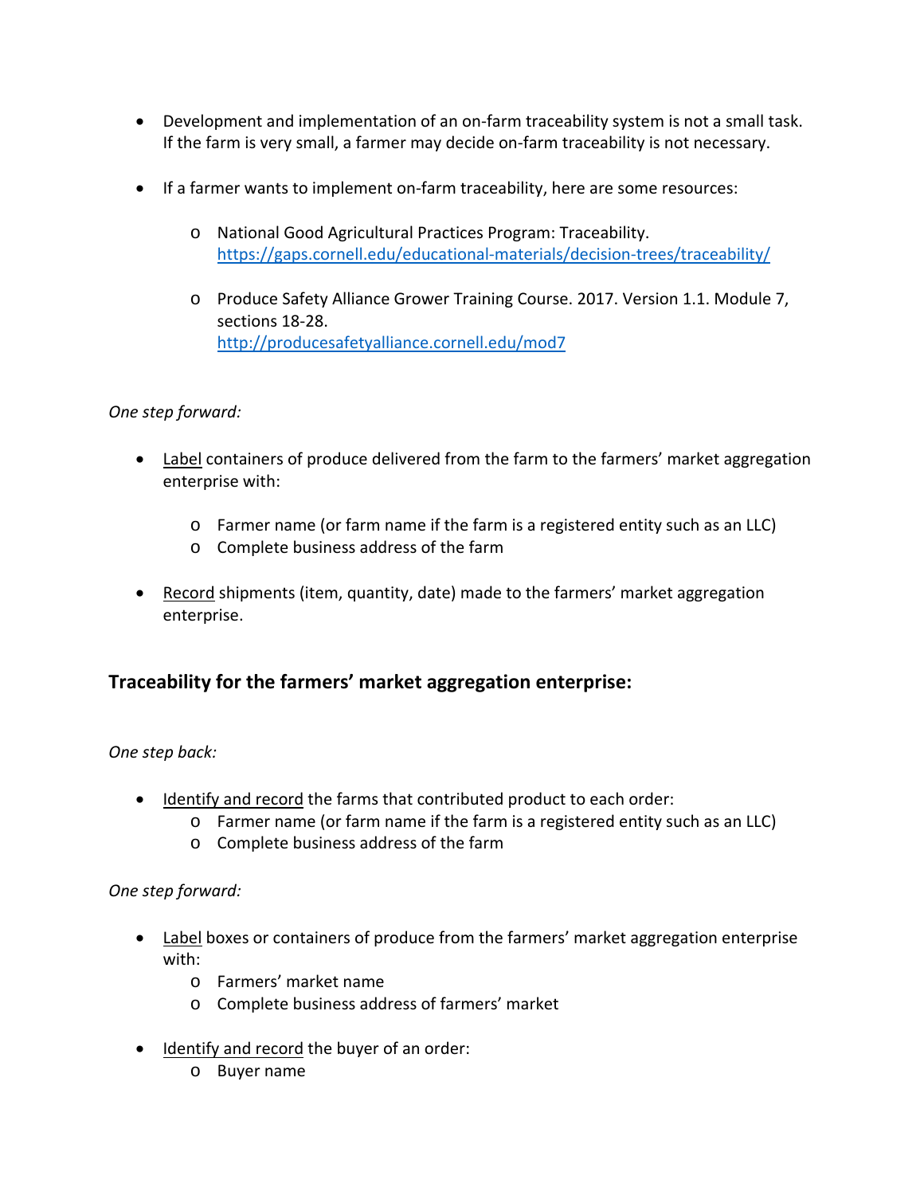- Development and implementation of an on-farm traceability system is not a small task. If the farm is very small, a farmer may decide on-farm traceability is not necessary.

- If a farmer wants to implement on-farm traceability, here are some resources:

  - National Good Agricultural Practices Program: Traceability. https://gaps.cornell.edu/educational-materials/decision-trees/traceability/

  - Produce Safety Alliance Grower Training Course. 2017. Version 1.1. Module 7, sections 18-28. http://producesafetyalliance.cornell.edu/mod7

*One step forward:*

- Label containers of produce delivered from the farm to the farmers' market aggregation enterprise with:

  - Farmer name (or farm name if the farm is a registered entity such as an LLC)
  - Complete business address of the farm

- Record shipments (item, quantity, date) made to the farmers' market aggregation enterprise.

## Traceability for the farmers' market aggregation enterprise:

*One step back:*

- Identify and record the farms that contributed product to each order:
  - Farmer name (or farm name if the farm is a registered entity such as an LLC)
  - Complete business address of the farm

*One step forward:*

- Label boxes or containers of produce from the farmers' market aggregation enterprise with:
  - Farmers' market name
  - Complete business address of farmers' market

- Identify and record the buyer of an order:
  - Buyer name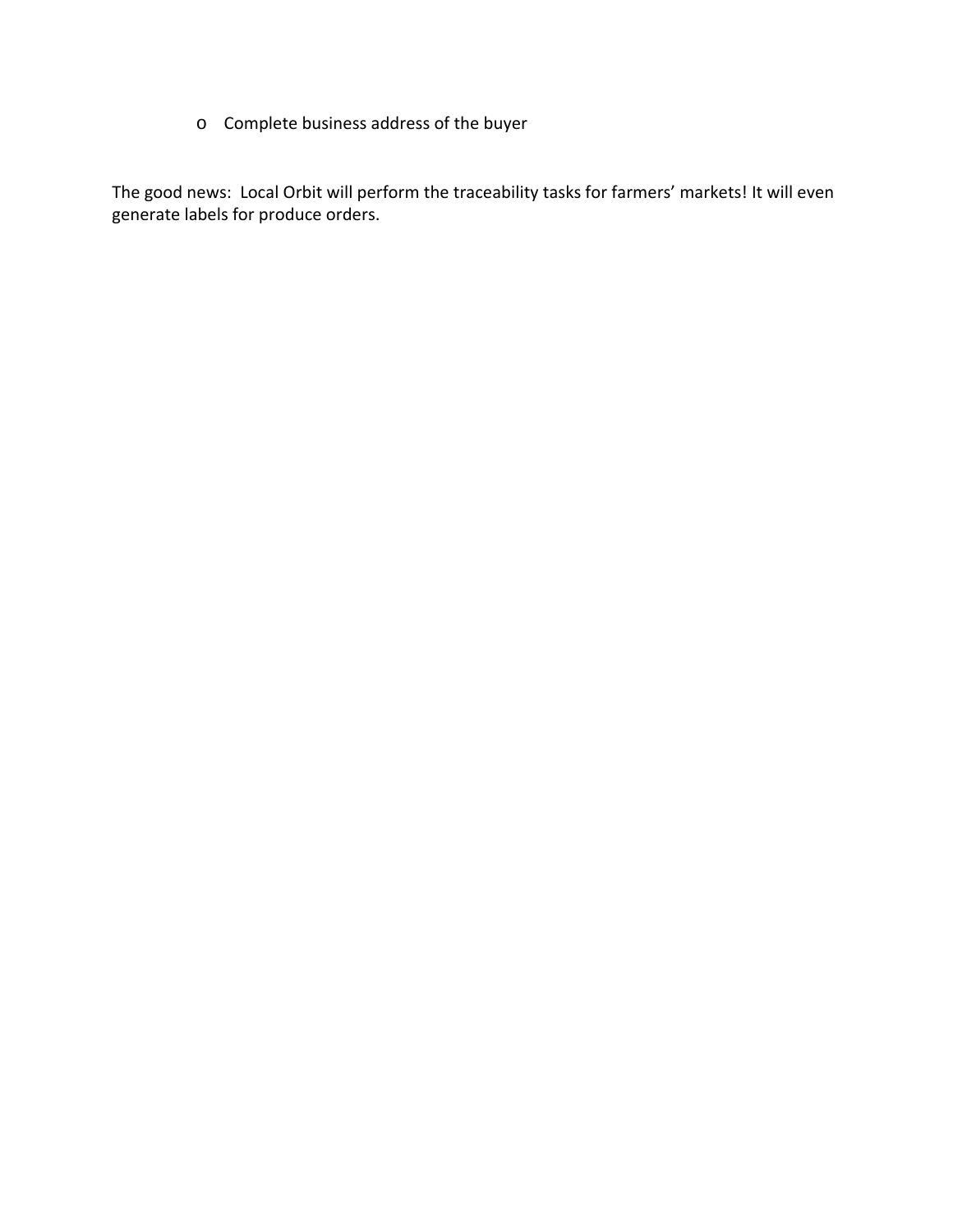- Complete business address of the buyer

The good news: Local Orbit will perform the traceability tasks for farmers' markets! It will even generate labels for produce orders.